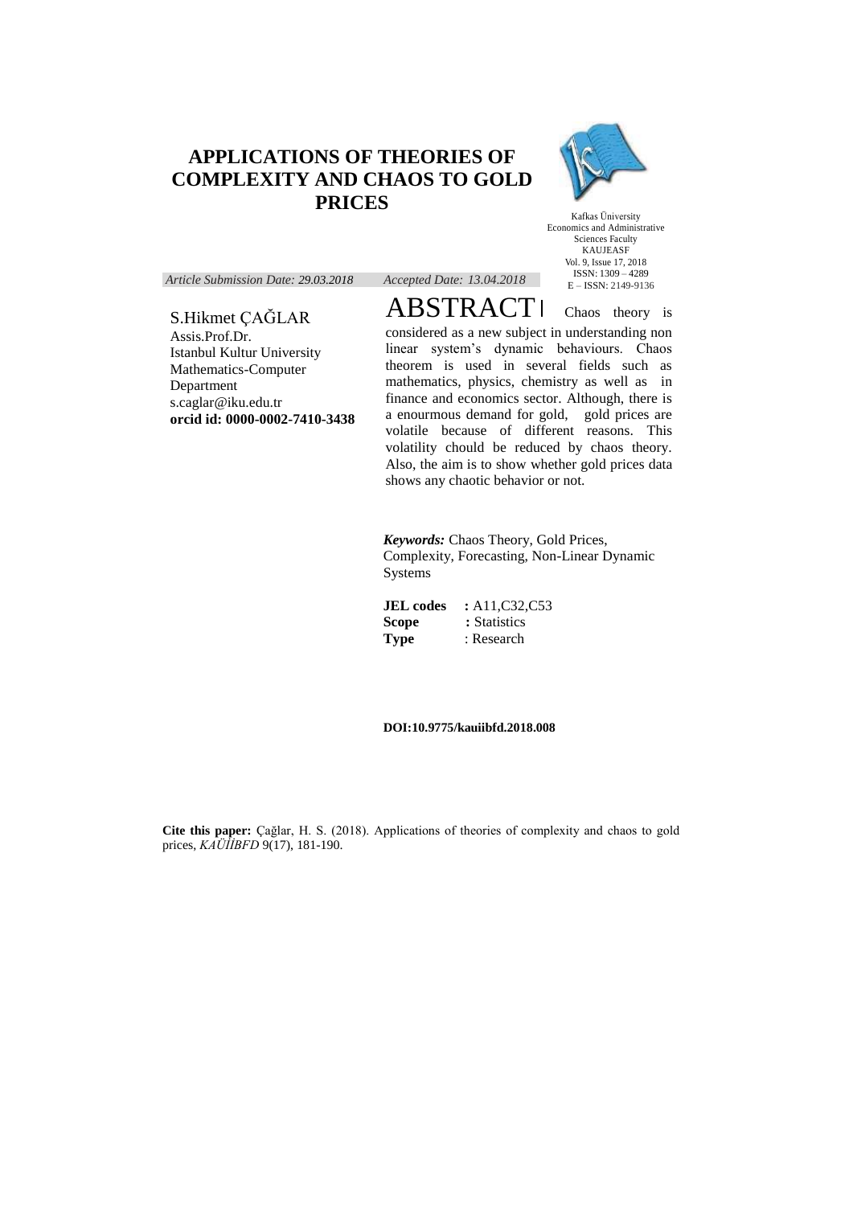# APPLICATIONS OF THEORIES OF COMPLEXITY AND CHAOS TO GOLD PRICES

Kafkas Üniversity
Economics and Administrative Sciences Faculty
KAUJEASF
Vol. 9, Issue 17, 2018
ISSN: 1309 – 4289
E – ISSN: 2149-9136

*Article Submission Date: 29.03.2018* *Accepted Date: 13.04.2018*

S.Hikmet ÇAĞLAR
Assis.Prof.Dr.
Istanbul Kultur University
Mathematics-Computer Department
s.caglar@iku.edu.tr
**orcid id: 0000-0002-7410-3438**

## ABSTRACT

Chaos theory is considered as a new subject in understanding non linear system's dynamic behaviours. Chaos theorem is used in several fields such as mathematics, physics, chemistry as well as in finance and economics sector. Although, there is a enourmous demand for gold, gold prices are volatile because of different reasons. This volatility chould be reduced by chaos theory. Also, the aim is to show whether gold prices data shows any chaotic behavior or not.

***Keywords:*** Chaos Theory, Gold Prices, Complexity, Forecasting, Non-Linear Dynamic Systems

**JEL codes** **:** A11,C32,C53
**Scope** **:** Statistics
**Type** : Research

**DOI:10.9775/kauiibfd.2018.008**

**Cite this paper:** Çağlar, H. S. (2018). Applications of theories of complexity and chaos to gold prices, *KAÜİİBFD* 9(17), 181-190.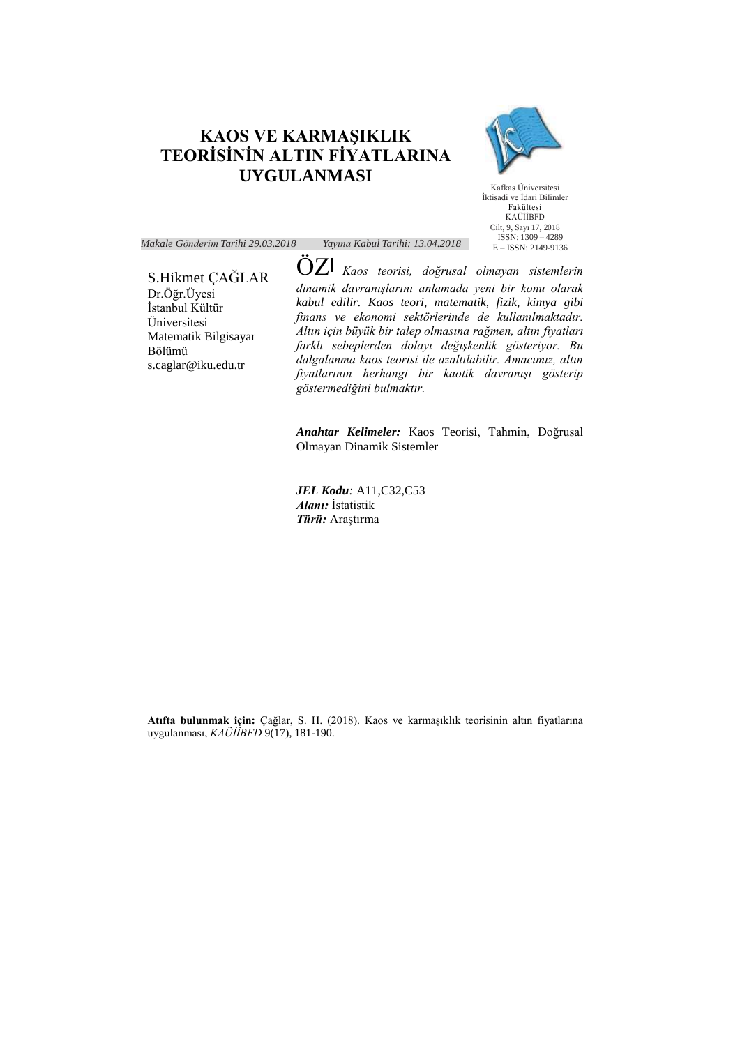# KAOS VE KARMAŞIKLIK TEORİSİNİN ALTIN FİYATLARINA UYGULANMASI

Kafkas Üniversitesi
İktisadi ve İdari Bilimler Fakültesi
KAÜİİBFD
Cilt, 9, Sayı 17, 2018
ISSN: 1309 – 4289
E – ISSN: 2149-9136

*Makale Gönderim Tarihi 29.03.2018* *Yayına Kabul Tarihi: 13.04.2018*

S.Hikmet ÇAĞLAR
Dr.Öğr.Üyesi
İstanbul Kültür Üniversitesi
Matematik Bilgisayar Bölümü
s.caglar@iku.edu.tr

**ÖZ** *Kaos teorisi, doğrusal olmayan sistemlerin dinamik davranışlarını anlamada yeni bir konu olarak kabul edilir. Kaos teori, matematik, fizik, kimya gibi finans ve ekonomi sektörlerinde de kullanılmaktadır. Altın için büyük bir talep olmasına rağmen, altın fiyatları farklı sebeplerden dolayı değişkenlik gösteriyor. Bu dalgalanma kaos teorisi ile azaltılabilir. Amacımız, altın fiyatlarının herhangi bir kaotik davranışı gösterip göstermediğini bulmaktır.*

***Anahtar Kelimeler:*** Kaos Teorisi, Tahmin, Doğrusal Olmayan Dinamik Sistemler

***JEL Kodu:*** A11,C32,C53
***Alanı:*** İstatistik
***Türü:*** Araştırma

**Atıfta bulunmak için:** Çağlar, S. H. (2018). Kaos ve karmaşıklık teorisinin altın fiyatlarına uygulanması, *KAÜİİBFD* 9(17), 181-190.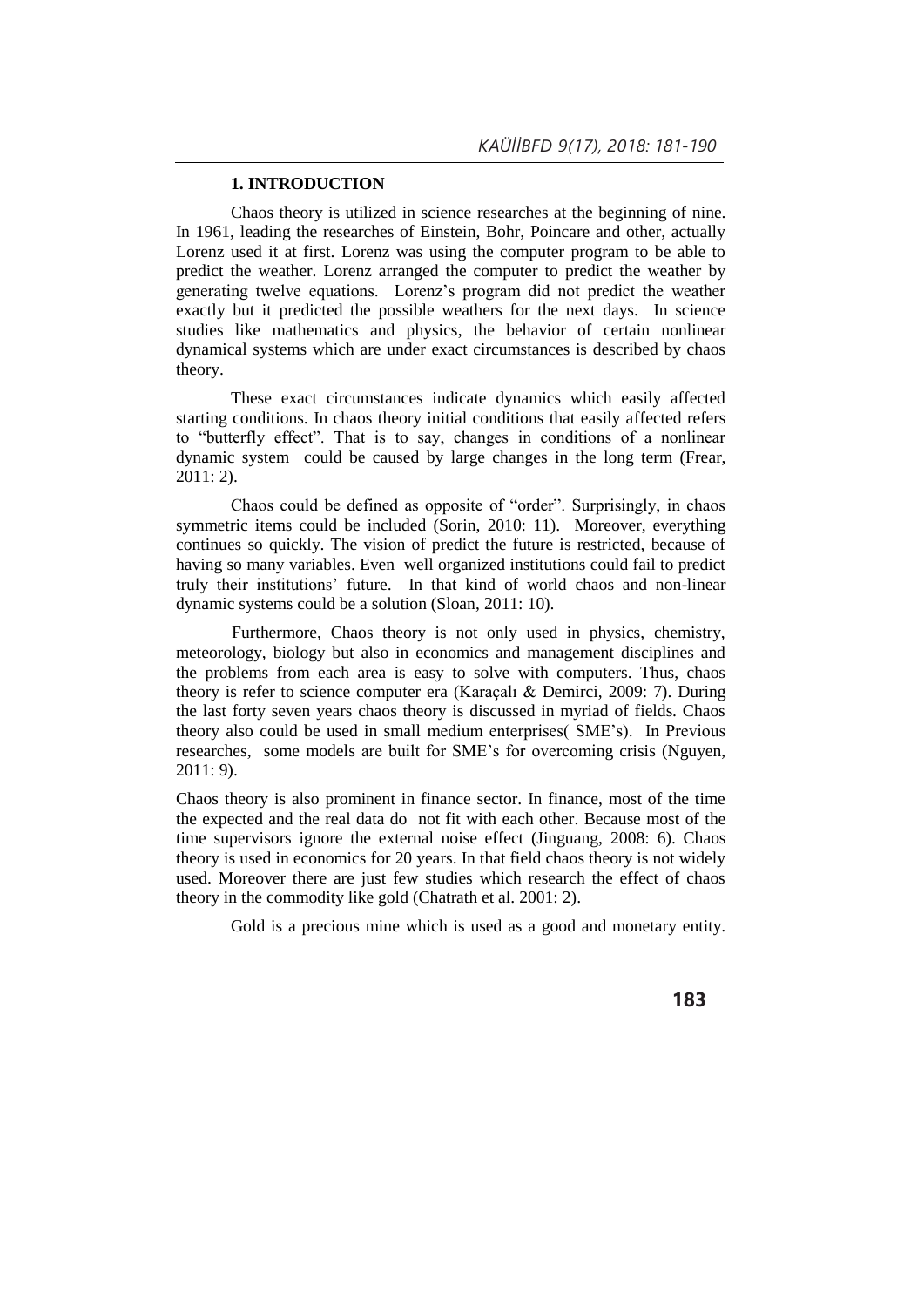## 1. INTRODUCTION

Chaos theory is utilized in science researches at the beginning of nine. In 1961, leading the researches of Einstein, Bohr, Poincare and other, actually Lorenz used it at first. Lorenz was using the computer program to be able to predict the weather. Lorenz arranged the computer to predict the weather by generating twelve equations. Lorenz's program did not predict the weather exactly but it predicted the possible weathers for the next days. In science studies like mathematics and physics, the behavior of certain nonlinear dynamical systems which are under exact circumstances is described by chaos theory.

These exact circumstances indicate dynamics which easily affected starting conditions. In chaos theory initial conditions that easily affected refers to "butterfly effect". That is to say, changes in conditions of a nonlinear dynamic system could be caused by large changes in the long term (Frear, 2011: 2).

Chaos could be defined as opposite of "order". Surprisingly, in chaos symmetric items could be included (Sorin, 2010: 11). Moreover, everything continues so quickly. The vision of predict the future is restricted, because of having so many variables. Even well organized institutions could fail to predict truly their institutions' future. In that kind of world chaos and non-linear dynamic systems could be a solution (Sloan, 2011: 10).

Furthermore, Chaos theory is not only used in physics, chemistry, meteorology, biology but also in economics and management disciplines and the problems from each area is easy to solve with computers. Thus, chaos theory is refer to science computer era (Karaçalı & Demirci, 2009: 7). During the last forty seven years chaos theory is discussed in myriad of fields. Chaos theory also could be used in small medium enterprises( SME's). In Previous researches, some models are built for SME's for overcoming crisis (Nguyen, 2011: 9).

Chaos theory is also prominent in finance sector. In finance, most of the time the expected and the real data do not fit with each other. Because most of the time supervisors ignore the external noise effect (Jinguang, 2008: 6). Chaos theory is used in economics for 20 years. In that field chaos theory is not widely used. Moreover there are just few studies which research the effect of chaos theory in the commodity like gold (Chatrath et al. 2001: 2).

Gold is a precious mine which is used as a good and monetary entity.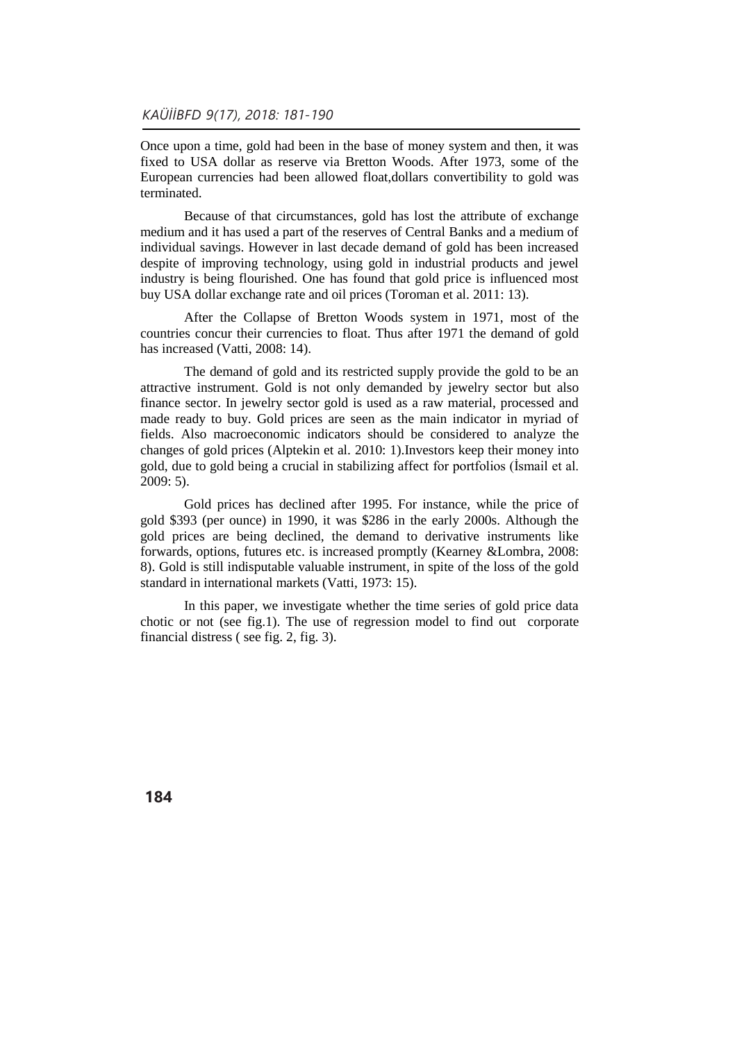Once upon a time, gold had been in the base of money system and then, it was fixed to USA dollar as reserve via Bretton Woods. After 1973, some of the European currencies had been allowed float,dollars convertibility to gold was terminated.

Because of that circumstances, gold has lost the attribute of exchange medium and it has used a part of the reserves of Central Banks and a medium of individual savings. However in last decade demand of gold has been increased despite of improving technology, using gold in industrial products and jewel industry is being flourished. One has found that gold price is influenced most buy USA dollar exchange rate and oil prices (Toroman et al. 2011: 13).

After the Collapse of Bretton Woods system in 1971, most of the countries concur their currencies to float. Thus after 1971 the demand of gold has increased (Vatti, 2008: 14).

The demand of gold and its restricted supply provide the gold to be an attractive instrument. Gold is not only demanded by jewelry sector but also finance sector. In jewelry sector gold is used as a raw material, processed and made ready to buy. Gold prices are seen as the main indicator in myriad of fields. Also macroeconomic indicators should be considered to analyze the changes of gold prices (Alptekin et al. 2010: 1).Investors keep their money into gold, due to gold being a crucial in stabilizing affect for portfolios (İsmail et al. 2009: 5).

Gold prices has declined after 1995. For instance, while the price of gold $393 (per ounce) in 1990, it was $286 in the early 2000s. Although the gold prices are being declined, the demand to derivative instruments like forwards, options, futures etc. is increased promptly (Kearney &Lombra, 2008: 8). Gold is still indisputable valuable instrument, in spite of the loss of the gold standard in international markets (Vatti, 1973: 15).

In this paper, we investigate whether the time series of gold price data chotic or not (see fig.1). The use of regression model to find out corporate financial distress ( see fig. 2, fig. 3).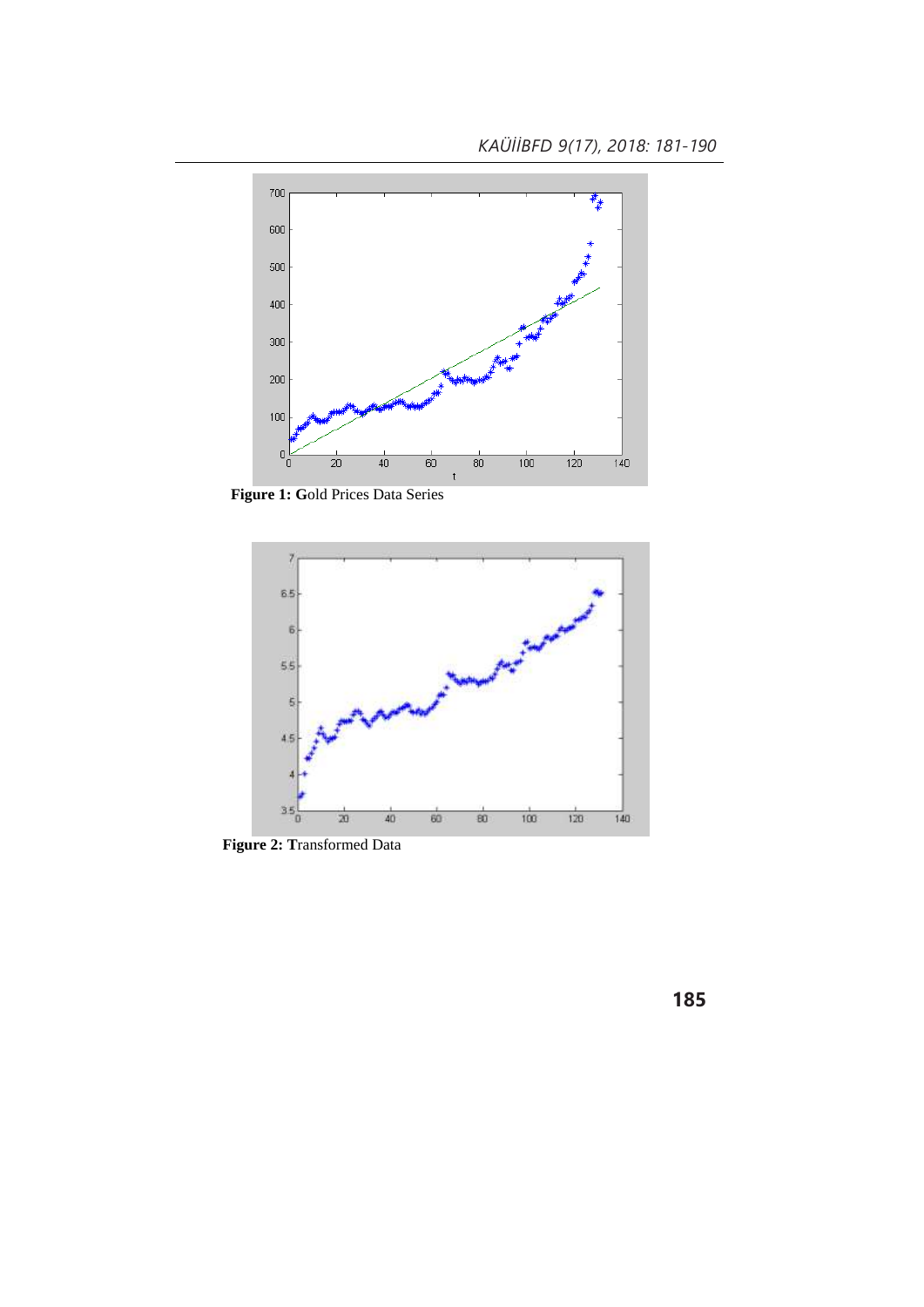**Figure 1: G**old Prices Data Series

**Figure 2: T**ransformed Data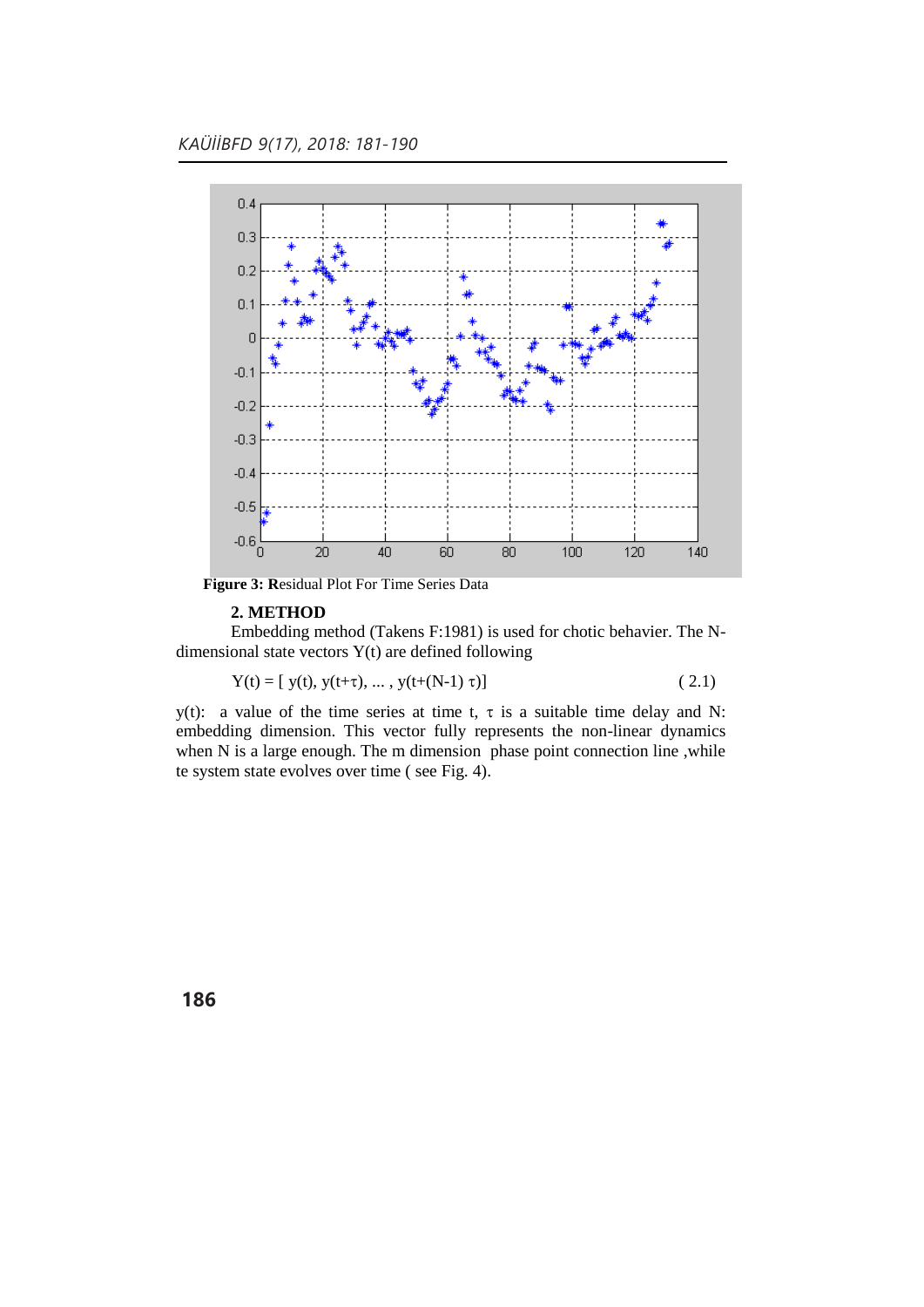**Figure 3: R**esidual Plot For Time Series Data

## 2. METHOD

Embedding method (Takens F:1981) is used for chotic behavier. The N-dimensional state vectors Y(t) are defined following

$$Y(t) = [\ y(t), y(t+\tau), \ldots, y(t+(N-1)\ \tau)] \tag{2.1}$$

y(t): a value of the time series at time t, $\tau$ is a suitable time delay and N: embedding dimension. This vector fully represents the non-linear dynamics when N is a large enough. The m dimension phase point connection line ,while te system state evolves over time ( see Fig. 4).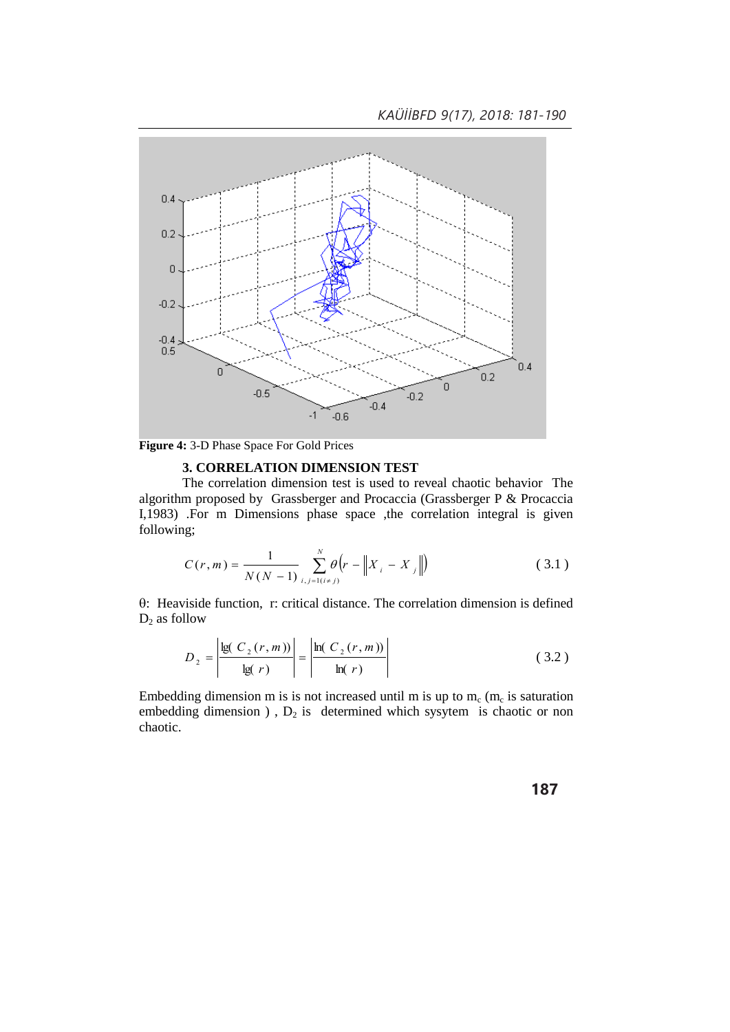**Figure 4:** 3-D Phase Space For Gold Prices

### 3. CORRELATION DIMENSION TEST

The correlation dimension test is used to reveal chaotic behavior The algorithm proposed by Grassberger and Procaccia (Grassberger P & Procaccia I,1983) .For m Dimensions phase space ,the correlation integral is given following;

$$C(r,m) = \frac{1}{N(N-1)} \sum_{i,j=1(i \neq j)}^{N} \theta\left(r - \left\| X_i - X_j \right\|\right) \qquad (3.1)$$

θ: Heaviside function, r: critical distance. The correlation dimension is defined $D_2$ as follow

$$D_2 = \left| \frac{\lg(C_2(r,m))}{\lg(r)} \right| = \left| \frac{\ln(C_2(r,m))}{\ln(r)} \right| \qquad (3.2)$$

Embedding dimension m is is not increased until m is up to $m_c$ ($m_c$ is saturation embedding dimension ) , $D_2$ is determined which sysytem is chaotic or non chaotic.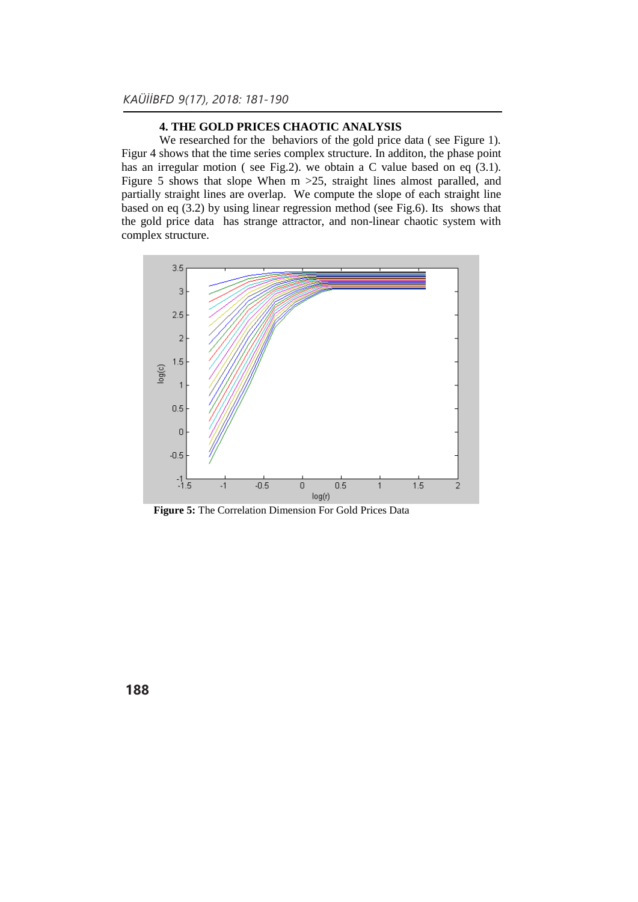### 4. THE GOLD PRICES CHAOTIC ANALYSIS

We researched for the behaviors of the gold price data ( see Figure 1). Figur 4 shows that the time series complex structure. In additon, the phase point has an irregular motion ( see Fig.2). we obtain a C value based on eq (3.1). Figure 5 shows that slope When m >25, straight lines almost paralled, and partially straight lines are overlap. We compute the slope of each straight line based on eq (3.2) by using linear regression method (see Fig.6). Its shows that the gold price data has strange attractor, and non-linear chaotic system with complex structure.

**Figure 5:** The Correlation Dimension For Gold Prices Data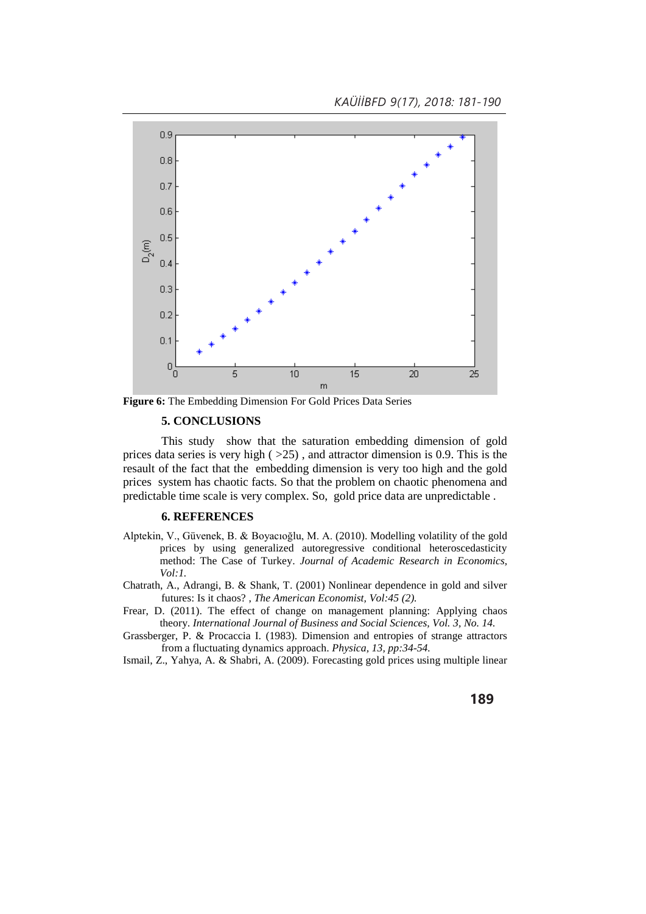**Figure 6:** The Embedding Dimension For Gold Prices Data Series

## 5. CONCLUSIONS

This study show that the saturation embedding dimension of gold prices data series is very high ( >25) , and attractor dimension is 0.9. This is the resault of the fact that the embedding dimension is very too high and the gold prices system has chaotic facts. So that the problem on chaotic phenomena and predictable time scale is very complex. So, gold price data are unpredictable .

## 6. REFERENCES

Alptekin, V., Güvenek, B. & Boyacıoğlu, M. A. (2010). Modelling volatility of the gold prices by using generalized autoregressive conditional heteroscedasticity method: The Case of Turkey. *Journal of Academic Research in Economics, Vol:1.*

Chatrath, A., Adrangi, B. & Shank, T. (2001) Nonlinear dependence in gold and silver futures: Is it chaos? , *The American Economist, Vol:45 (2).*

Frear, D. (2011). The effect of change on management planning: Applying chaos theory. *International Journal of Business and Social Sciences, Vol. 3, No. 14.*

Grassberger, P. & Procaccia I. (1983). Dimension and entropies of strange attractors from a fluctuating dynamics approach. *Physica, 13, pp:34-54.*

Ismail, Z., Yahya, A. & Shabri, A. (2009). Forecasting gold prices using multiple linear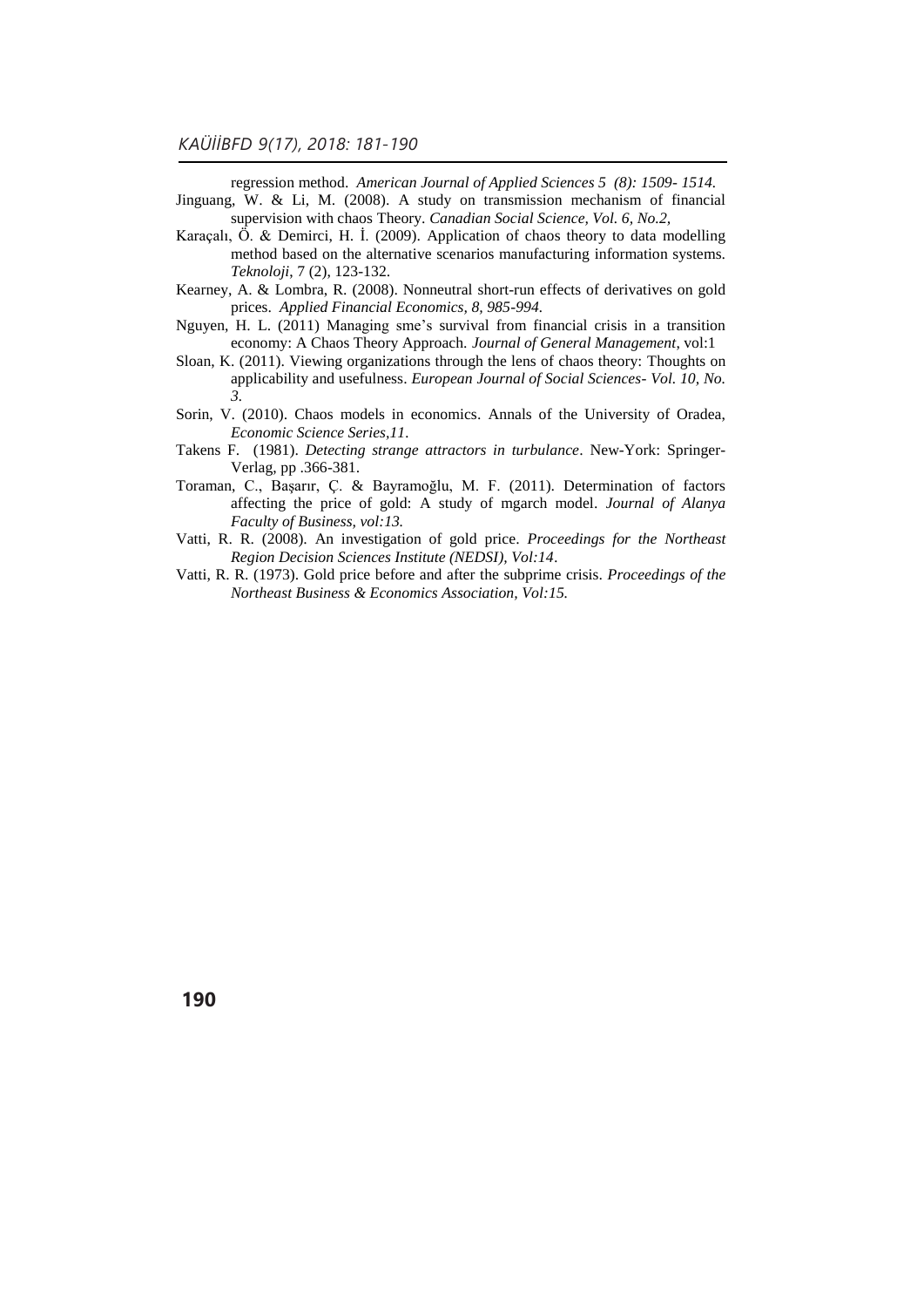regression method. *American Journal of Applied Sciences 5 (8): 1509- 1514.*

Jinguang, W. & Li, M. (2008). A study on transmission mechanism of financial supervision with chaos Theory. *Canadian Social Science, Vol. 6, No.2,*

Karaçalı, Ö. & Demirci, H. İ. (2009). Application of chaos theory to data modelling method based on the alternative scenarios manufacturing information systems. *Teknoloji*, 7 (2), 123-132.

Kearney, A. & Lombra, R. (2008). Nonneutral short-run effects of derivatives on gold prices. *Applied Financial Economics, 8, 985-994.*

Nguyen, H. L. (2011) Managing sme's survival from financial crisis in a transition economy: A Chaos Theory Approach. *Journal of General Management*, vol:1

Sloan, K. (2011). Viewing organizations through the lens of chaos theory: Thoughts on applicability and usefulness. *European Journal of Social Sciences- Vol. 10, No. 3.*

Sorin, V. (2010). Chaos models in economics. Annals of the University of Oradea, *Economic Science Series,11.*

Takens F. (1981). *Detecting strange attractors in turbulance*. New-York: Springer-Verlag, pp .366-381.

Toraman, C., Başarır, Ç. & Bayramoğlu, M. F. (2011). Determination of factors affecting the price of gold: A study of mgarch model. *Journal of Alanya Faculty of Business, vol:13.*

Vatti, R. R. (2008). An investigation of gold price. *Proceedings for the Northeast Region Decision Sciences Institute (NEDSI), Vol:14*.

Vatti, R. R. (1973). Gold price before and after the subprime crisis. *Proceedings of the Northeast Business & Economics Association, Vol:15.*